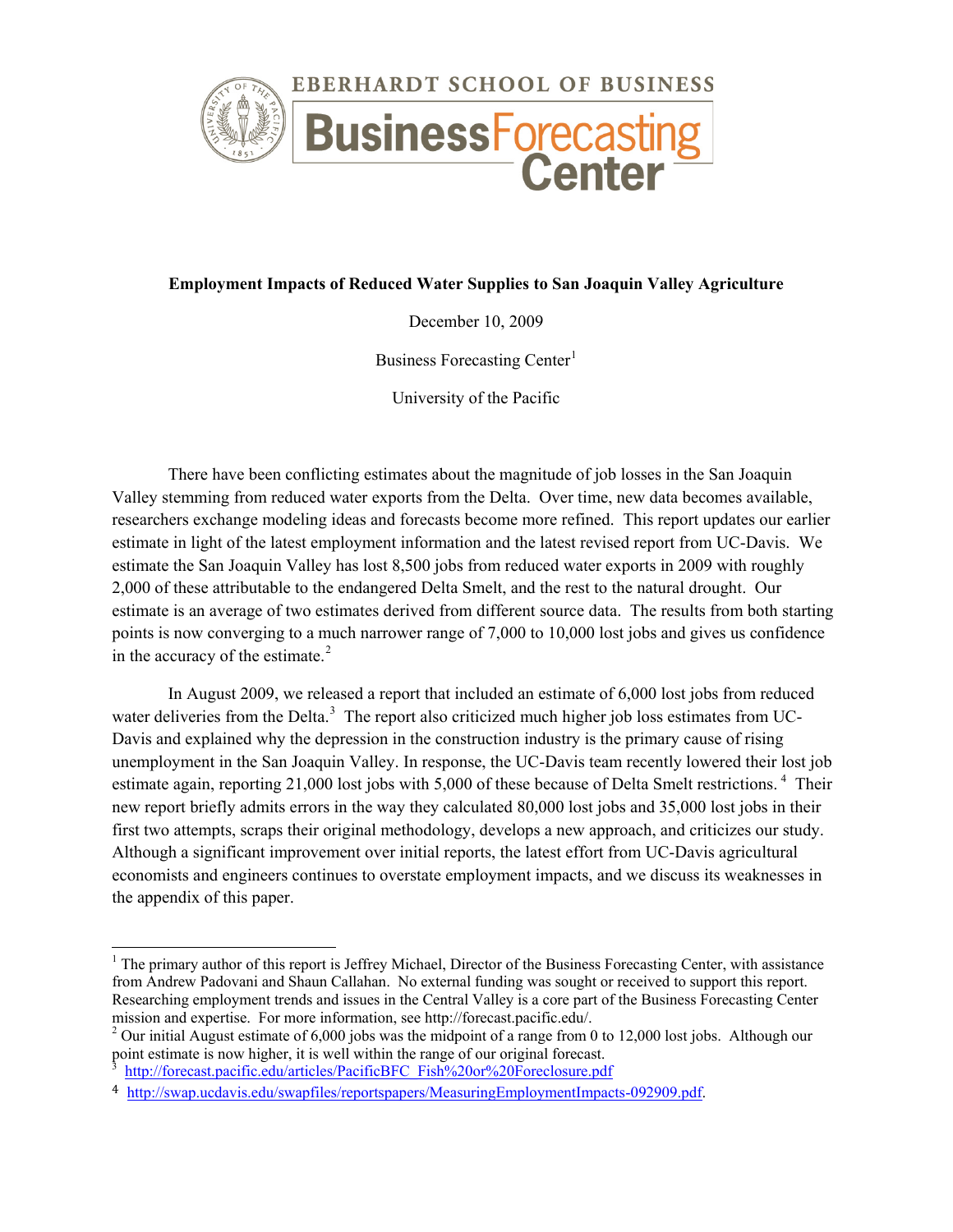EBERHARDT SCHOOL OF BUSINESS

Business Forecasting Center

**Employment Impacts of Reduced Water Supplies to San Joaquin Valley Agriculture**

December 10, 2009

Business Forecasting Center[1]

University of the Pacific

There have been conflicting estimates about the magnitude of job losses in the San Joaquin Valley stemming from reduced water exports from the Delta. Over time, new data becomes available, researchers exchange modeling ideas and forecasts become more refined. This report updates our earlier estimate in light of the latest employment information and the latest revised report from UC-Davis. We estimate the San Joaquin Valley has lost 8,500 jobs from reduced water exports in 2009 with roughly 2,000 of these attributable to the endangered Delta Smelt, and the rest to the natural drought. Our estimate is an average of two estimates derived from different source data. The results from both starting points is now converging to a much narrower range of 7,000 to 10,000 lost jobs and gives us confidence in the accuracy of the estimate.[2]

In August 2009, we released a report that included an estimate of 6,000 lost jobs from reduced water deliveries from the Delta.[3] The report also criticized much higher job loss estimates from UC-Davis and explained why the depression in the construction industry is the primary cause of rising unemployment in the San Joaquin Valley. In response, the UC-Davis team recently lowered their lost job estimate again, reporting 21,000 lost jobs with 5,000 of these because of Delta Smelt restrictions.[4] Their new report briefly admits errors in the way they calculated 80,000 lost jobs and 35,000 lost jobs in their first two attempts, scraps their original methodology, develops a new approach, and criticizes our study. Although a significant improvement over initial reports, the latest effort from UC-Davis agricultural economists and engineers continues to overstate employment impacts, and we discuss its weaknesses in the appendix of this paper.

---

[1] The primary author of this report is Jeffrey Michael, Director of the Business Forecasting Center, with assistance from Andrew Padovani and Shaun Callahan. No external funding was sought or received to support this report. Researching employment trends and issues in the Central Valley is a core part of the Business Forecasting Center mission and expertise. For more information, see http://forecast.pacific.edu/.

[2] Our initial August estimate of 6,000 jobs was the midpoint of a range from 0 to 12,000 lost jobs. Although our point estimate is now higher, it is well within the range of our original forecast.

[3] http://forecast.pacific.edu/articles/PacificBFC_Fish%20or%20Foreclosure.pdf

[4] http://swap.ucdavis.edu/swapfiles/reportspapers/MeasuringEmploymentImpacts-092909.pdf.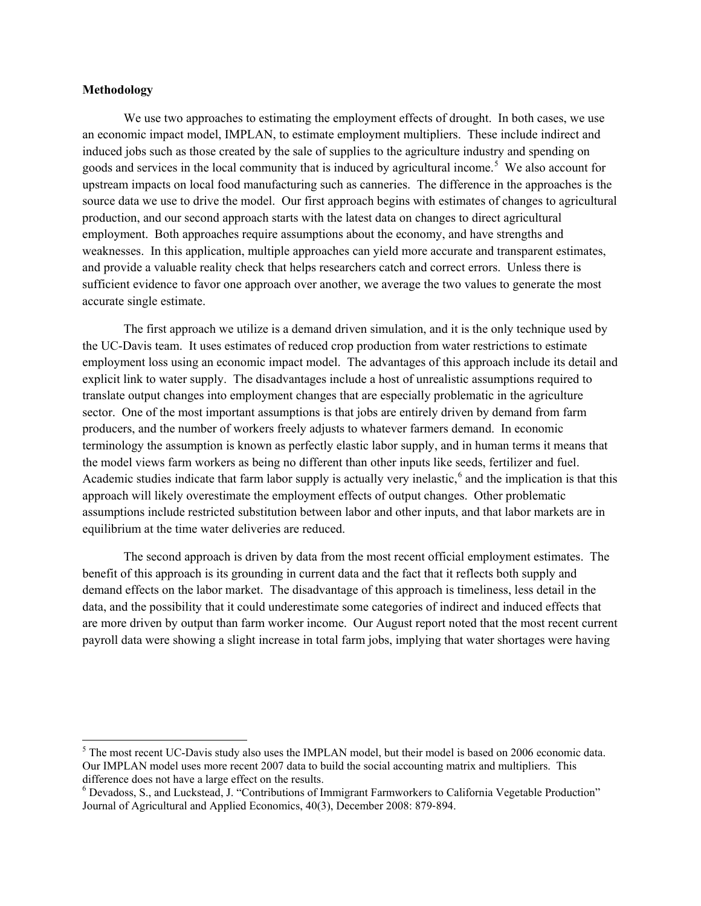**Methodology**

We use two approaches to estimating the employment effects of drought. In both cases, we use an economic impact model, IMPLAN, to estimate employment multipliers. These include indirect and induced jobs such as those created by the sale of supplies to the agriculture industry and spending on goods and services in the local community that is induced by agricultural income.[5] We also account for upstream impacts on local food manufacturing such as canneries. The difference in the approaches is the source data we use to drive the model. Our first approach begins with estimates of changes to agricultural production, and our second approach starts with the latest data on changes to direct agricultural employment. Both approaches require assumptions about the economy, and have strengths and weaknesses. In this application, multiple approaches can yield more accurate and transparent estimates, and provide a valuable reality check that helps researchers catch and correct errors. Unless there is sufficient evidence to favor one approach over another, we average the two values to generate the most accurate single estimate.

The first approach we utilize is a demand driven simulation, and it is the only technique used by the UC-Davis team. It uses estimates of reduced crop production from water restrictions to estimate employment loss using an economic impact model. The advantages of this approach include its detail and explicit link to water supply. The disadvantages include a host of unrealistic assumptions required to translate output changes into employment changes that are especially problematic in the agriculture sector. One of the most important assumptions is that jobs are entirely driven by demand from farm producers, and the number of workers freely adjusts to whatever farmers demand. In economic terminology the assumption is known as perfectly elastic labor supply, and in human terms it means that the model views farm workers as being no different than other inputs like seeds, fertilizer and fuel. Academic studies indicate that farm labor supply is actually very inelastic,[6] and the implication is that this approach will likely overestimate the employment effects of output changes. Other problematic assumptions include restricted substitution between labor and other inputs, and that labor markets are in equilibrium at the time water deliveries are reduced.

The second approach is driven by data from the most recent official employment estimates. The benefit of this approach is its grounding in current data and the fact that it reflects both supply and demand effects on the labor market. The disadvantage of this approach is timeliness, less detail in the data, and the possibility that it could underestimate some categories of indirect and induced effects that are more driven by output than farm worker income. Our August report noted that the most recent current payroll data were showing a slight increase in total farm jobs, implying that water shortages were having

---

[5] The most recent UC-Davis study also uses the IMPLAN model, but their model is based on 2006 economic data. Our IMPLAN model uses more recent 2007 data to build the social accounting matrix and multipliers. This difference does not have a large effect on the results.

[6] Devadoss, S., and Luckstead, J. "Contributions of Immigrant Farmworkers to California Vegetable Production" Journal of Agricultural and Applied Economics, 40(3), December 2008: 879-894.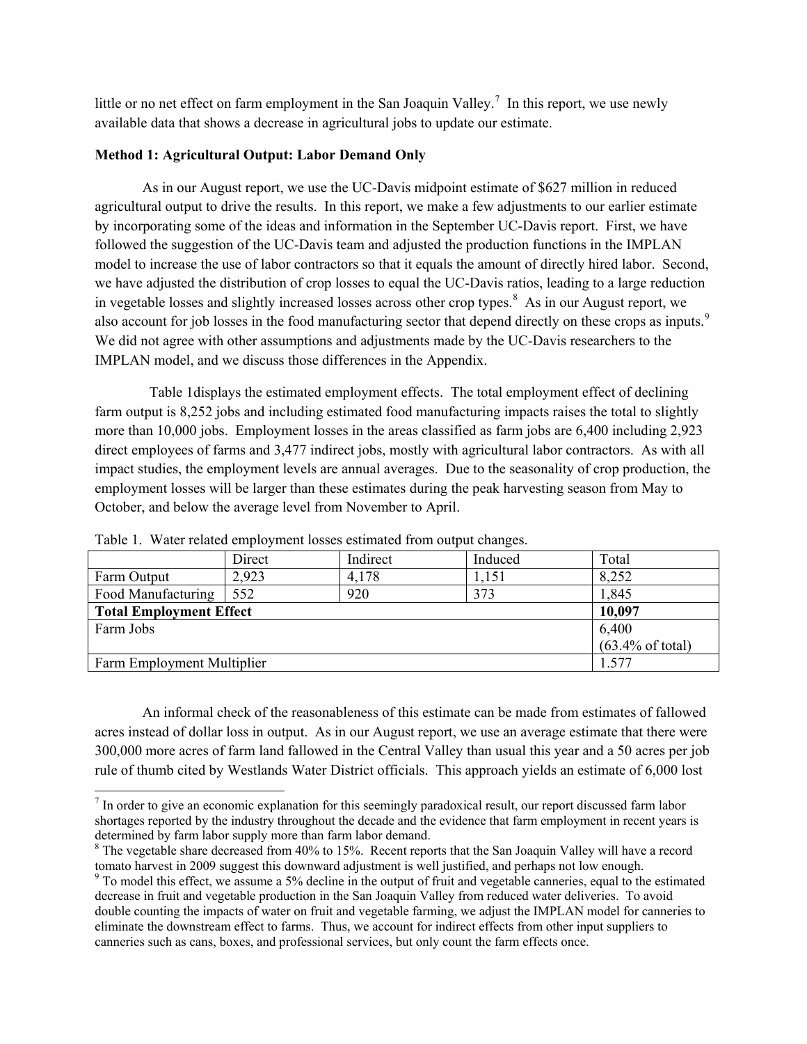little or no net effect on farm employment in the San Joaquin Valley.[7] In this report, we use newly available data that shows a decrease in agricultural jobs to update our estimate.

**Method 1: Agricultural Output: Labor Demand Only**

As in our August report, we use the UC-Davis midpoint estimate of $627 million in reduced agricultural output to drive the results. In this report, we make a few adjustments to our earlier estimate by incorporating some of the ideas and information in the September UC-Davis report. First, we have followed the suggestion of the UC-Davis team and adjusted the production functions in the IMPLAN model to increase the use of labor contractors so that it equals the amount of directly hired labor. Second, we have adjusted the distribution of crop losses to equal the UC-Davis ratios, leading to a large reduction in vegetable losses and slightly increased losses across other crop types.[8] As in our August report, we also account for job losses in the food manufacturing sector that depend directly on these crops as inputs.[9] We did not agree with other assumptions and adjustments made by the UC-Davis researchers to the IMPLAN model, and we discuss those differences in the Appendix.

Table 1displays the estimated employment effects. The total employment effect of declining farm output is 8,252 jobs and including estimated food manufacturing impacts raises the total to slightly more than 10,000 jobs. Employment losses in the areas classified as farm jobs are 6,400 including 2,923 direct employees of farms and 3,477 indirect jobs, mostly with agricultural labor contractors. As with all impact studies, the employment levels are annual averages. Due to the seasonality of crop production, the employment losses will be larger than these estimates during the peak harvesting season from May to October, and below the average level from November to April.

Table 1. Water related employment losses estimated from output changes.

| | Direct | Indirect | Induced | Total |
|---|---|---|---|---|
| Farm Output | 2,923 | 4,178 | 1,151 | 8,252 |
| Food Manufacturing | 552 | 920 | 373 | 1,845 |
| **Total Employment Effect** | | | | **10,097** |
| Farm Jobs | | | | 6,400 (63.4% of total) |
| Farm Employment Multiplier | | | | 1.577 |

An informal check of the reasonableness of this estimate can be made from estimates of fallowed acres instead of dollar loss in output. As in our August report, we use an average estimate that there were 300,000 more acres of farm land fallowed in the Central Valley than usual this year and a 50 acres per job rule of thumb cited by Westlands Water District officials. This approach yields an estimate of 6,000 lost

---

[7] In order to give an economic explanation for this seemingly paradoxical result, our report discussed farm labor shortages reported by the industry throughout the decade and the evidence that farm employment in recent years is determined by farm labor supply more than farm labor demand.

[8] The vegetable share decreased from 40% to 15%. Recent reports that the San Joaquin Valley will have a record tomato harvest in 2009 suggest this downward adjustment is well justified, and perhaps not low enough.

[9] To model this effect, we assume a 5% decline in the output of fruit and vegetable canneries, equal to the estimated decrease in fruit and vegetable production in the San Joaquin Valley from reduced water deliveries. To avoid double counting the impacts of water on fruit and vegetable farming, we adjust the IMPLAN model for canneries to eliminate the downstream effect to farms. Thus, we account for indirect effects from other input suppliers to canneries such as cans, boxes, and professional services, but only count the farm effects once.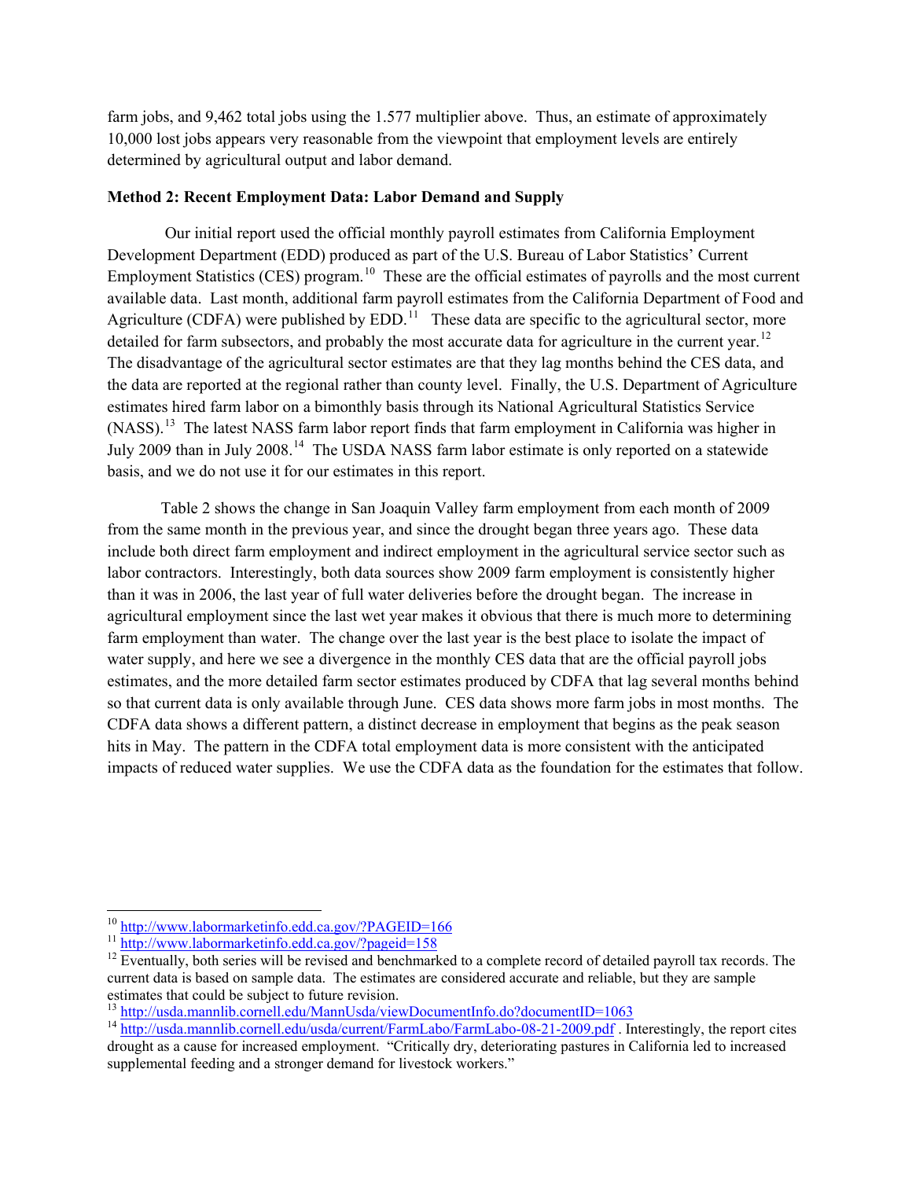farm jobs, and 9,462 total jobs using the 1.577 multiplier above. Thus, an estimate of approximately 10,000 lost jobs appears very reasonable from the viewpoint that employment levels are entirely determined by agricultural output and labor demand.

**Method 2: Recent Employment Data: Labor Demand and Supply**

Our initial report used the official monthly payroll estimates from California Employment Development Department (EDD) produced as part of the U.S. Bureau of Labor Statistics' Current Employment Statistics (CES) program.[10] These are the official estimates of payrolls and the most current available data. Last month, additional farm payroll estimates from the California Department of Food and Agriculture (CDFA) were published by EDD.[11] These data are specific to the agricultural sector, more detailed for farm subsectors, and probably the most accurate data for agriculture in the current year.[12] The disadvantage of the agricultural sector estimates are that they lag months behind the CES data, and the data are reported at the regional rather than county level. Finally, the U.S. Department of Agriculture estimates hired farm labor on a bimonthly basis through its National Agricultural Statistics Service (NASS).[13] The latest NASS farm labor report finds that farm employment in California was higher in July 2009 than in July 2008.[14] The USDA NASS farm labor estimate is only reported on a statewide basis, and we do not use it for our estimates in this report.

Table 2 shows the change in San Joaquin Valley farm employment from each month of 2009 from the same month in the previous year, and since the drought began three years ago. These data include both direct farm employment and indirect employment in the agricultural service sector such as labor contractors. Interestingly, both data sources show 2009 farm employment is consistently higher than it was in 2006, the last year of full water deliveries before the drought began. The increase in agricultural employment since the last wet year makes it obvious that there is much more to determining farm employment than water. The change over the last year is the best place to isolate the impact of water supply, and here we see a divergence in the monthly CES data that are the official payroll jobs estimates, and the more detailed farm sector estimates produced by CDFA that lag several months behind so that current data is only available through June. CES data shows more farm jobs in most months. The CDFA data shows a different pattern, a distinct decrease in employment that begins as the peak season hits in May. The pattern in the CDFA total employment data is more consistent with the anticipated impacts of reduced water supplies. We use the CDFA data as the foundation for the estimates that follow.

---

[10] http://www.labormarketinfo.edd.ca.gov/?PAGEID=166

[11] http://www.labormarketinfo.edd.ca.gov/?pageid=158

[12] Eventually, both series will be revised and benchmarked to a complete record of detailed payroll tax records. The current data is based on sample data. The estimates are considered accurate and reliable, but they are sample estimates that could be subject to future revision.

[13] http://usda.mannlib.cornell.edu/MannUsda/viewDocumentInfo.do?documentID=1063

[14] http://usda.mannlib.cornell.edu/usda/current/FarmLabo/FarmLabo-08-21-2009.pdf . Interestingly, the report cites drought as a cause for increased employment. "Critically dry, deteriorating pastures in California led to increased supplemental feeding and a stronger demand for livestock workers."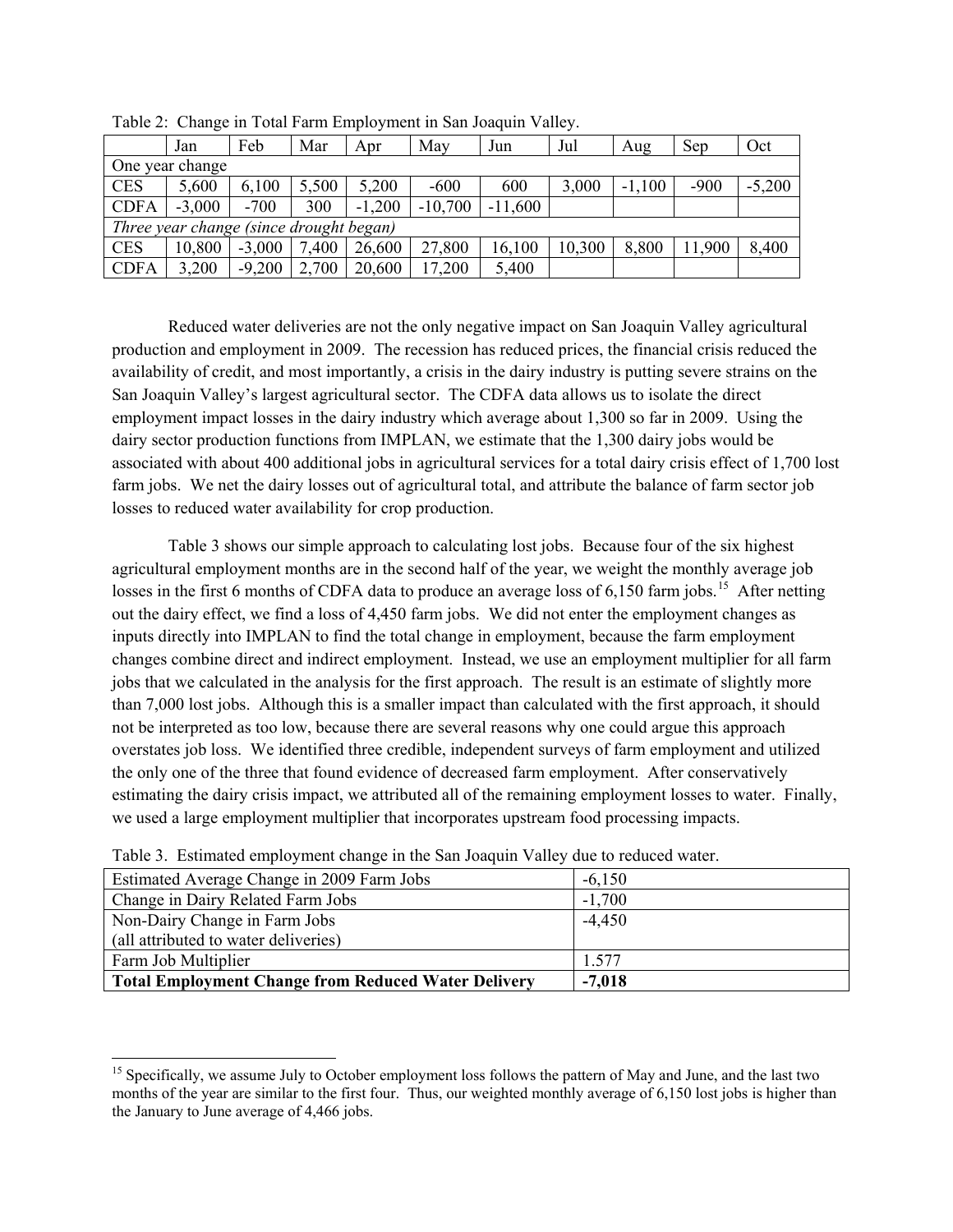Table 2: Change in Total Farm Employment in San Joaquin Valley.

| | Jan | Feb | Mar | Apr | May | Jun | Jul | Aug | Sep | Oct |
|---|---|---|---|---|---|---|---|---|---|---|
| One year change | | | | | | | | | | |
| CES | 5,600 | 6,100 | 5,500 | 5,200 | -600 | 600 | 3,000 | -1,100 | -900 | -5,200 |
| CDFA | -3,000 | -700 | 300 | -1,200 | -10,700 | -11,600 | | | | |
| *Three year change (since drought began)* | | | | | | | | | | |
| CES | 10,800 | -3,000 | 7,400 | 26,600 | 27,800 | 16,100 | 10,300 | 8,800 | 11,900 | 8,400 |
| CDFA | 3,200 | -9,200 | 2,700 | 20,600 | 17,200 | 5,400 | | | | |

Reduced water deliveries are not the only negative impact on San Joaquin Valley agricultural production and employment in 2009. The recession has reduced prices, the financial crisis reduced the availability of credit, and most importantly, a crisis in the dairy industry is putting severe strains on the San Joaquin Valley's largest agricultural sector. The CDFA data allows us to isolate the direct employment impact losses in the dairy industry which average about 1,300 so far in 2009. Using the dairy sector production functions from IMPLAN, we estimate that the 1,300 dairy jobs would be associated with about 400 additional jobs in agricultural services for a total dairy crisis effect of 1,700 lost farm jobs. We net the dairy losses out of agricultural total, and attribute the balance of farm sector job losses to reduced water availability for crop production.

Table 3 shows our simple approach to calculating lost jobs. Because four of the six highest agricultural employment months are in the second half of the year, we weight the monthly average job losses in the first 6 months of CDFA data to produce an average loss of 6,150 farm jobs.[15] After netting out the dairy effect, we find a loss of 4,450 farm jobs. We did not enter the employment changes as inputs directly into IMPLAN to find the total change in employment, because the farm employment changes combine direct and indirect employment. Instead, we use an employment multiplier for all farm jobs that we calculated in the analysis for the first approach. The result is an estimate of slightly more than 7,000 lost jobs. Although this is a smaller impact than calculated with the first approach, it should not be interpreted as too low, because there are several reasons why one could argue this approach overstates job loss. We identified three credible, independent surveys of farm employment and utilized the only one of the three that found evidence of decreased farm employment. After conservatively estimating the dairy crisis impact, we attributed all of the remaining employment losses to water. Finally, we used a large employment multiplier that incorporates upstream food processing impacts.

Table 3. Estimated employment change in the San Joaquin Valley due to reduced water.

| | |
|---|---|
| Estimated Average Change in 2009 Farm Jobs | -6,150 |
| Change in Dairy Related Farm Jobs | -1,700 |
| Non-Dairy Change in Farm Jobs (all attributed to water deliveries) | -4,450 |
| Farm Job Multiplier | 1.577 |
| **Total Employment Change from Reduced Water Delivery** | **-7,018** |

[15] Specifically, we assume July to October employment loss follows the pattern of May and June, and the last two months of the year are similar to the first four. Thus, our weighted monthly average of 6,150 lost jobs is higher than the January to June average of 4,466 jobs.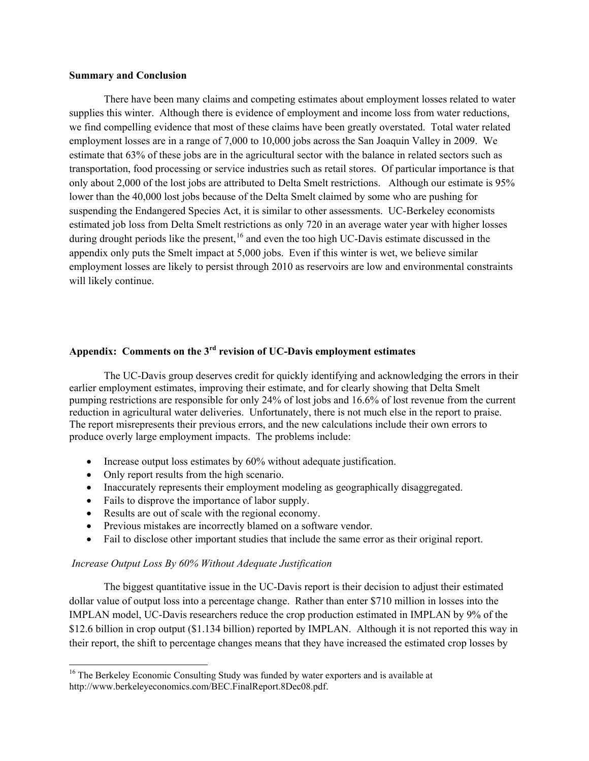**Summary and Conclusion**

There have been many claims and competing estimates about employment losses related to water supplies this winter. Although there is evidence of employment and income loss from water reductions, we find compelling evidence that most of these claims have been greatly overstated. Total water related employment losses are in a range of 7,000 to 10,000 jobs across the San Joaquin Valley in 2009. We estimate that 63% of these jobs are in the agricultural sector with the balance in related sectors such as transportation, food processing or service industries such as retail stores. Of particular importance is that only about 2,000 of the lost jobs are attributed to Delta Smelt restrictions. Although our estimate is 95% lower than the 40,000 lost jobs because of the Delta Smelt claimed by some who are pushing for suspending the Endangered Species Act, it is similar to other assessments. UC-Berkeley economists estimated job loss from Delta Smelt restrictions as only 720 in an average water year with higher losses during drought periods like the present,[16] and even the too high UC-Davis estimate discussed in the appendix only puts the Smelt impact at 5,000 jobs. Even if this winter is wet, we believe similar employment losses are likely to persist through 2010 as reservoirs are low and environmental constraints will likely continue.

## Appendix: Comments on the 3rd revision of UC-Davis employment estimates

The UC-Davis group deserves credit for quickly identifying and acknowledging the errors in their earlier employment estimates, improving their estimate, and for clearly showing that Delta Smelt pumping restrictions are responsible for only 24% of lost jobs and 16.6% of lost revenue from the current reduction in agricultural water deliveries. Unfortunately, there is not much else in the report to praise. The report misrepresents their previous errors, and the new calculations include their own errors to produce overly large employment impacts. The problems include:

- Increase output loss estimates by 60% without adequate justification.
- Only report results from the high scenario.
- Inaccurately represents their employment modeling as geographically disaggregated.
- Fails to disprove the importance of labor supply.
- Results are out of scale with the regional economy.
- Previous mistakes are incorrectly blamed on a software vendor.
- Fail to disclose other important studies that include the same error as their original report.

*Increase Output Loss By 60% Without Adequate Justification*

The biggest quantitative issue in the UC-Davis report is their decision to adjust their estimated dollar value of output loss into a percentage change. Rather than enter $710 million in losses into the IMPLAN model, UC-Davis researchers reduce the crop production estimated in IMPLAN by 9% of the $12.6 billion in crop output ($1.134 billion) reported by IMPLAN. Although it is not reported this way in their report, the shift to percentage changes means that they have increased the estimated crop losses by

---

[16] The Berkeley Economic Consulting Study was funded by water exporters and is available at http://www.berkeleyeconomics.com/BEC.FinalReport.8Dec08.pdf.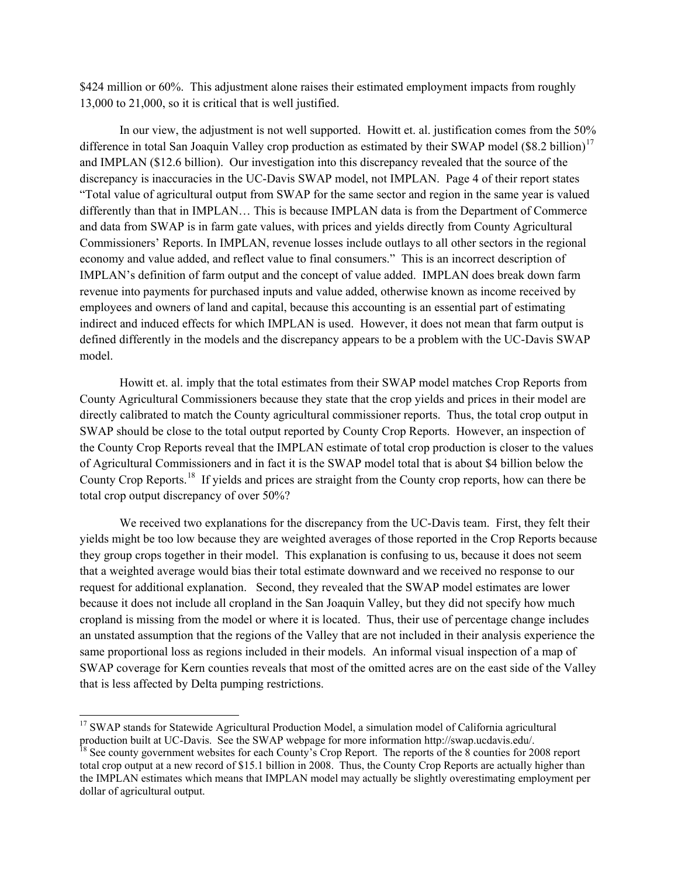$424 million or 60%. This adjustment alone raises their estimated employment impacts from roughly 13,000 to 21,000, so it is critical that is well justified.

In our view, the adjustment is not well supported. Howitt et. al. justification comes from the 50% difference in total San Joaquin Valley crop production as estimated by their SWAP model ($8.2 billion)[17] and IMPLAN ($12.6 billion). Our investigation into this discrepancy revealed that the source of the discrepancy is inaccuracies in the UC-Davis SWAP model, not IMPLAN. Page 4 of their report states "Total value of agricultural output from SWAP for the same sector and region in the same year is valued differently than that in IMPLAN… This is because IMPLAN data is from the Department of Commerce and data from SWAP is in farm gate values, with prices and yields directly from County Agricultural Commissioners' Reports. In IMPLAN, revenue losses include outlays to all other sectors in the regional economy and value added, and reflect value to final consumers." This is an incorrect description of IMPLAN's definition of farm output and the concept of value added. IMPLAN does break down farm revenue into payments for purchased inputs and value added, otherwise known as income received by employees and owners of land and capital, because this accounting is an essential part of estimating indirect and induced effects for which IMPLAN is used. However, it does not mean that farm output is defined differently in the models and the discrepancy appears to be a problem with the UC-Davis SWAP model.

Howitt et. al. imply that the total estimates from their SWAP model matches Crop Reports from County Agricultural Commissioners because they state that the crop yields and prices in their model are directly calibrated to match the County agricultural commissioner reports. Thus, the total crop output in SWAP should be close to the total output reported by County Crop Reports. However, an inspection of the County Crop Reports reveal that the IMPLAN estimate of total crop production is closer to the values of Agricultural Commissioners and in fact it is the SWAP model total that is about $4 billion below the County Crop Reports.[18] If yields and prices are straight from the County crop reports, how can there be total crop output discrepancy of over 50%?

We received two explanations for the discrepancy from the UC-Davis team. First, they felt their yields might be too low because they are weighted averages of those reported in the Crop Reports because they group crops together in their model. This explanation is confusing to us, because it does not seem that a weighted average would bias their total estimate downward and we received no response to our request for additional explanation. Second, they revealed that the SWAP model estimates are lower because it does not include all cropland in the San Joaquin Valley, but they did not specify how much cropland is missing from the model or where it is located. Thus, their use of percentage change includes an unstated assumption that the regions of the Valley that are not included in their analysis experience the same proportional loss as regions included in their models. An informal visual inspection of a map of SWAP coverage for Kern counties reveals that most of the omitted acres are on the east side of the Valley that is less affected by Delta pumping restrictions.

---

[17] SWAP stands for Statewide Agricultural Production Model, a simulation model of California agricultural production built at UC-Davis. See the SWAP webpage for more information http://swap.ucdavis.edu/.

[18] See county government websites for each County's Crop Report. The reports of the 8 counties for 2008 report total crop output at a new record of $15.1 billion in 2008. Thus, the County Crop Reports are actually higher than the IMPLAN estimates which means that IMPLAN model may actually be slightly overestimating employment per dollar of agricultural output.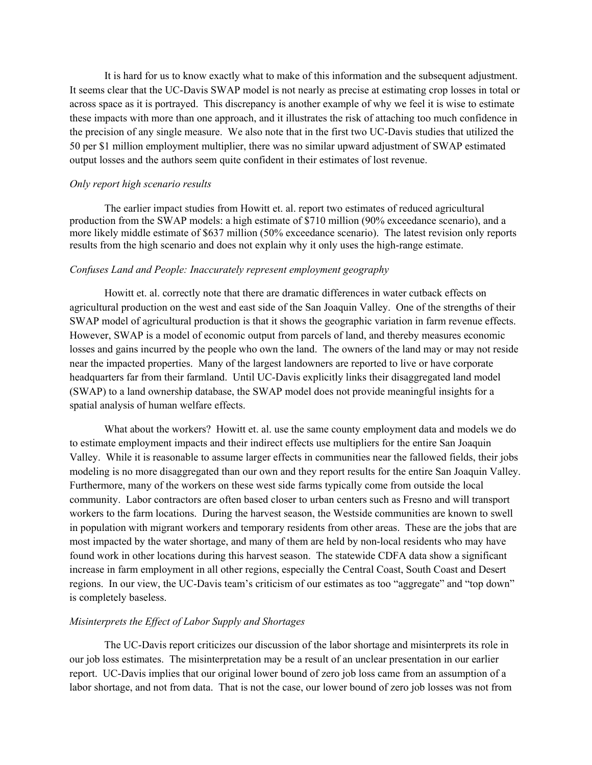It is hard for us to know exactly what to make of this information and the subsequent adjustment. It seems clear that the UC-Davis SWAP model is not nearly as precise at estimating crop losses in total or across space as it is portrayed. This discrepancy is another example of why we feel it is wise to estimate these impacts with more than one approach, and it illustrates the risk of attaching too much confidence in the precision of any single measure. We also note that in the first two UC-Davis studies that utilized the 50 per $1 million employment multiplier, there was no similar upward adjustment of SWAP estimated output losses and the authors seem quite confident in their estimates of lost revenue.

*Only report high scenario results*

The earlier impact studies from Howitt et. al. report two estimates of reduced agricultural production from the SWAP models: a high estimate of $710 million (90% exceedance scenario), and a more likely middle estimate of $637 million (50% exceedance scenario). The latest revision only reports results from the high scenario and does not explain why it only uses the high-range estimate.

*Confuses Land and People: Inaccurately represent employment geography*

Howitt et. al. correctly note that there are dramatic differences in water cutback effects on agricultural production on the west and east side of the San Joaquin Valley. One of the strengths of their SWAP model of agricultural production is that it shows the geographic variation in farm revenue effects. However, SWAP is a model of economic output from parcels of land, and thereby measures economic losses and gains incurred by the people who own the land. The owners of the land may or may not reside near the impacted properties. Many of the largest landowners are reported to live or have corporate headquarters far from their farmland. Until UC-Davis explicitly links their disaggregated land model (SWAP) to a land ownership database, the SWAP model does not provide meaningful insights for a spatial analysis of human welfare effects.

What about the workers? Howitt et. al. use the same county employment data and models we do to estimate employment impacts and their indirect effects use multipliers for the entire San Joaquin Valley. While it is reasonable to assume larger effects in communities near the fallowed fields, their jobs modeling is no more disaggregated than our own and they report results for the entire San Joaquin Valley. Furthermore, many of the workers on these west side farms typically come from outside the local community. Labor contractors are often based closer to urban centers such as Fresno and will transport workers to the farm locations. During the harvest season, the Westside communities are known to swell in population with migrant workers and temporary residents from other areas. These are the jobs that are most impacted by the water shortage, and many of them are held by non-local residents who may have found work in other locations during this harvest season. The statewide CDFA data show a significant increase in farm employment in all other regions, especially the Central Coast, South Coast and Desert regions. In our view, the UC-Davis team's criticism of our estimates as too "aggregate" and "top down" is completely baseless.

*Misinterprets the Effect of Labor Supply and Shortages*

The UC-Davis report criticizes our discussion of the labor shortage and misinterprets its role in our job loss estimates. The misinterpretation may be a result of an unclear presentation in our earlier report. UC-Davis implies that our original lower bound of zero job loss came from an assumption of a labor shortage, and not from data. That is not the case, our lower bound of zero job losses was not from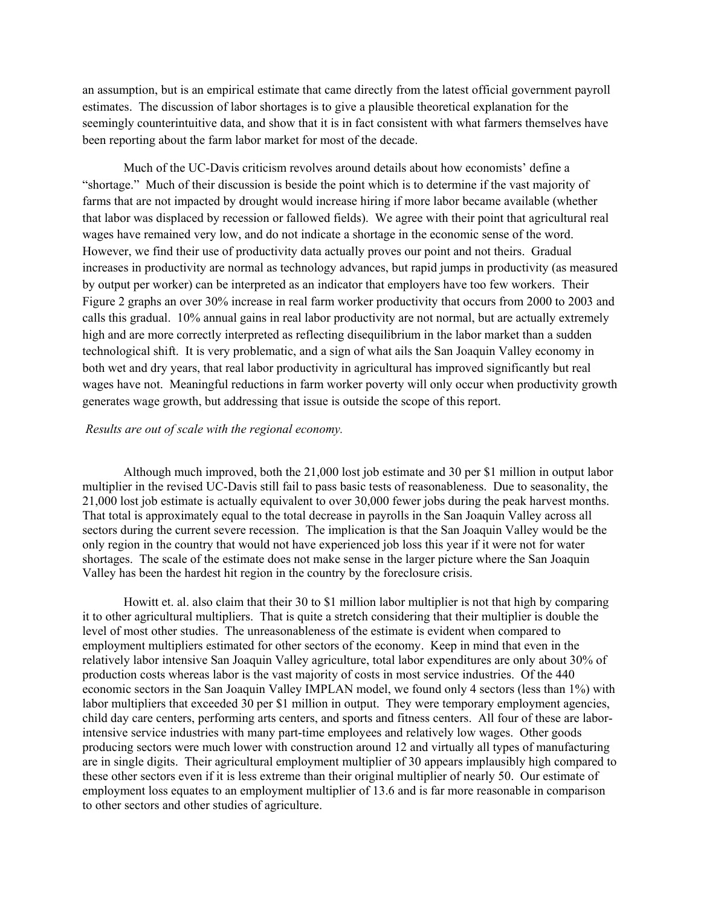an assumption, but is an empirical estimate that came directly from the latest official government payroll estimates. The discussion of labor shortages is to give a plausible theoretical explanation for the seemingly counterintuitive data, and show that it is in fact consistent with what farmers themselves have been reporting about the farm labor market for most of the decade.

Much of the UC-Davis criticism revolves around details about how economists' define a "shortage." Much of their discussion is beside the point which is to determine if the vast majority of farms that are not impacted by drought would increase hiring if more labor became available (whether that labor was displaced by recession or fallowed fields). We agree with their point that agricultural real wages have remained very low, and do not indicate a shortage in the economic sense of the word. However, we find their use of productivity data actually proves our point and not theirs. Gradual increases in productivity are normal as technology advances, but rapid jumps in productivity (as measured by output per worker) can be interpreted as an indicator that employers have too few workers. Their Figure 2 graphs an over 30% increase in real farm worker productivity that occurs from 2000 to 2003 and calls this gradual. 10% annual gains in real labor productivity are not normal, but are actually extremely high and are more correctly interpreted as reflecting disequilibrium in the labor market than a sudden technological shift. It is very problematic, and a sign of what ails the San Joaquin Valley economy in both wet and dry years, that real labor productivity in agricultural has improved significantly but real wages have not. Meaningful reductions in farm worker poverty will only occur when productivity growth generates wage growth, but addressing that issue is outside the scope of this report.

*Results are out of scale with the regional economy.*

Although much improved, both the 21,000 lost job estimate and 30 per $1 million in output labor multiplier in the revised UC-Davis still fail to pass basic tests of reasonableness. Due to seasonality, the 21,000 lost job estimate is actually equivalent to over 30,000 fewer jobs during the peak harvest months. That total is approximately equal to the total decrease in payrolls in the San Joaquin Valley across all sectors during the current severe recession. The implication is that the San Joaquin Valley would be the only region in the country that would not have experienced job loss this year if it were not for water shortages. The scale of the estimate does not make sense in the larger picture where the San Joaquin Valley has been the hardest hit region in the country by the foreclosure crisis.

Howitt et. al. also claim that their 30 to $1 million labor multiplier is not that high by comparing it to other agricultural multipliers. That is quite a stretch considering that their multiplier is double the level of most other studies. The unreasonableness of the estimate is evident when compared to employment multipliers estimated for other sectors of the economy. Keep in mind that even in the relatively labor intensive San Joaquin Valley agriculture, total labor expenditures are only about 30% of production costs whereas labor is the vast majority of costs in most service industries. Of the 440 economic sectors in the San Joaquin Valley IMPLAN model, we found only 4 sectors (less than 1%) with labor multipliers that exceeded 30 per $1 million in output. They were temporary employment agencies, child day care centers, performing arts centers, and sports and fitness centers. All four of these are labor-intensive service industries with many part-time employees and relatively low wages. Other goods producing sectors were much lower with construction around 12 and virtually all types of manufacturing are in single digits. Their agricultural employment multiplier of 30 appears implausibly high compared to these other sectors even if it is less extreme than their original multiplier of nearly 50. Our estimate of employment loss equates to an employment multiplier of 13.6 and is far more reasonable in comparison to other sectors and other studies of agriculture.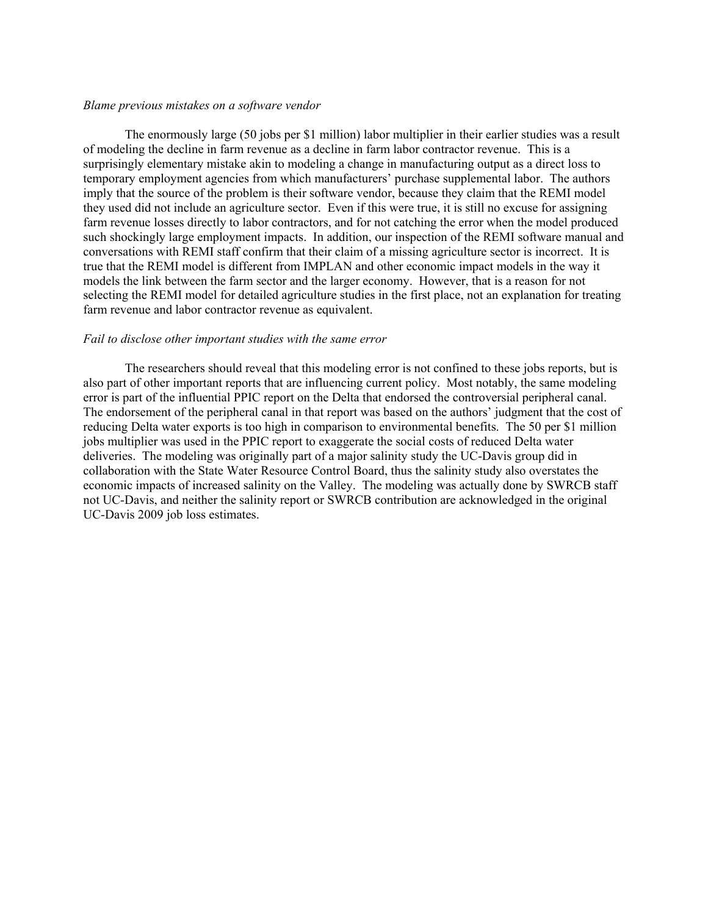*Blame previous mistakes on a software vendor*

The enormously large (50 jobs per $1 million) labor multiplier in their earlier studies was a result of modeling the decline in farm revenue as a decline in farm labor contractor revenue. This is a surprisingly elementary mistake akin to modeling a change in manufacturing output as a direct loss to temporary employment agencies from which manufacturers' purchase supplemental labor. The authors imply that the source of the problem is their software vendor, because they claim that the REMI model they used did not include an agriculture sector. Even if this were true, it is still no excuse for assigning farm revenue losses directly to labor contractors, and for not catching the error when the model produced such shockingly large employment impacts. In addition, our inspection of the REMI software manual and conversations with REMI staff confirm that their claim of a missing agriculture sector is incorrect. It is true that the REMI model is different from IMPLAN and other economic impact models in the way it models the link between the farm sector and the larger economy. However, that is a reason for not selecting the REMI model for detailed agriculture studies in the first place, not an explanation for treating farm revenue and labor contractor revenue as equivalent.

*Fail to disclose other important studies with the same error*

The researchers should reveal that this modeling error is not confined to these jobs reports, but is also part of other important reports that are influencing current policy. Most notably, the same modeling error is part of the influential PPIC report on the Delta that endorsed the controversial peripheral canal. The endorsement of the peripheral canal in that report was based on the authors' judgment that the cost of reducing Delta water exports is too high in comparison to environmental benefits. The 50 per $1 million jobs multiplier was used in the PPIC report to exaggerate the social costs of reduced Delta water deliveries. The modeling was originally part of a major salinity study the UC-Davis group did in collaboration with the State Water Resource Control Board, thus the salinity study also overstates the economic impacts of increased salinity on the Valley. The modeling was actually done by SWRCB staff not UC-Davis, and neither the salinity report or SWRCB contribution are acknowledged in the original UC-Davis 2009 job loss estimates.